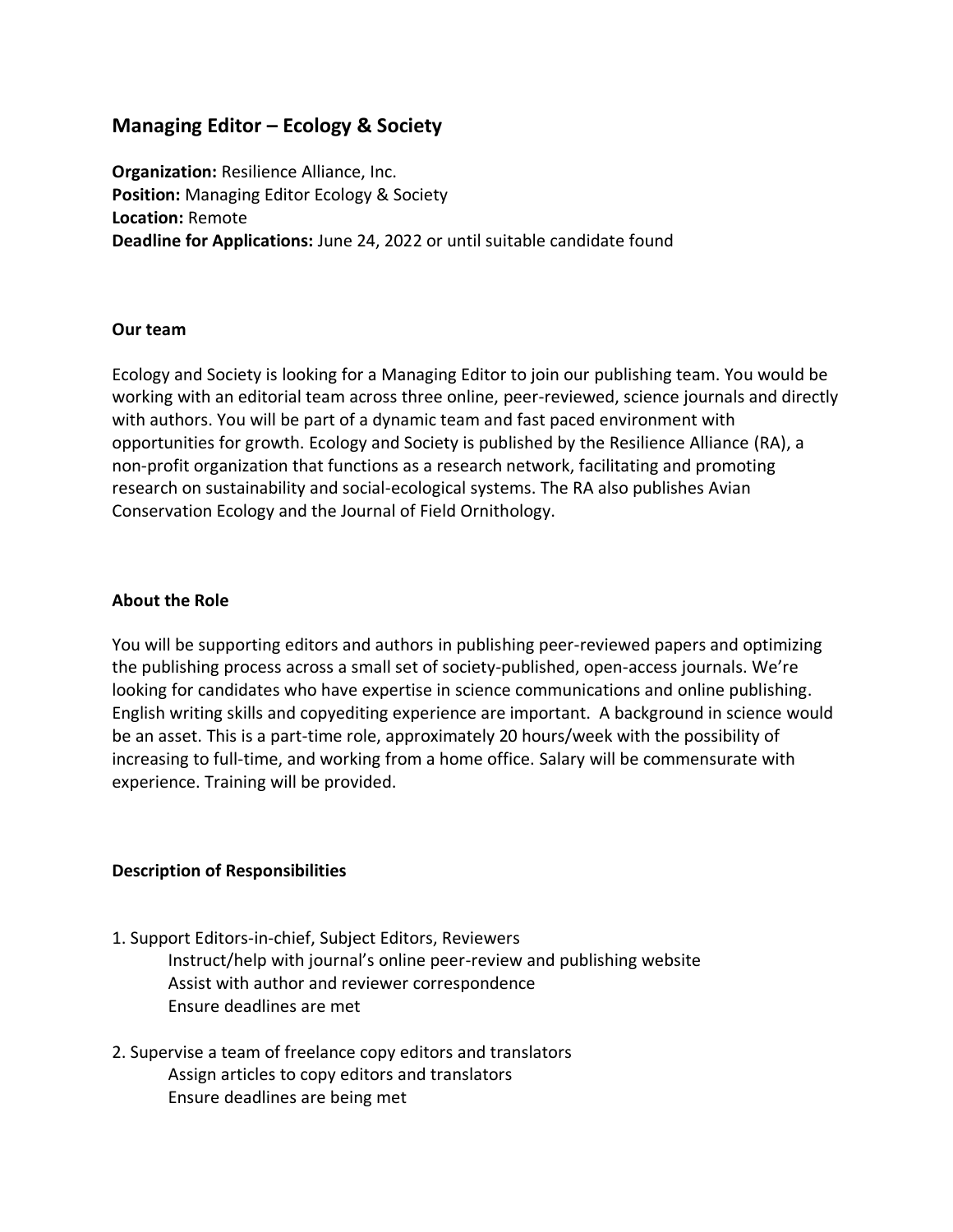## Managing Editor – Ecology & Society

**Organization:** Resilience Alliance, Inc.
**Position:** Managing Editor Ecology & Society
**Location:** Remote
**Deadline for Applications:** June 24, 2022 or until suitable candidate found

**Our team**

Ecology and Society is looking for a Managing Editor to join our publishing team. You would be working with an editorial team across three online, peer-reviewed, science journals and directly with authors. You will be part of a dynamic team and fast paced environment with opportunities for growth. Ecology and Society is published by the Resilience Alliance (RA), a non-profit organization that functions as a research network, facilitating and promoting research on sustainability and social-ecological systems. The RA also publishes Avian Conservation Ecology and the Journal of Field Ornithology.

**About the Role**

You will be supporting editors and authors in publishing peer-reviewed papers and optimizing the publishing process across a small set of society-published, open-access journals. We're looking for candidates who have expertise in science communications and online publishing. English writing skills and copyediting experience are important. A background in science would be an asset. This is a part-time role, approximately 20 hours/week with the possibility of increasing to full-time, and working from a home office. Salary will be commensurate with experience. Training will be provided.

**Description of Responsibilities**

1. Support Editors-in-chief, Subject Editors, Reviewers
    - Instruct/help with journal's online peer-review and publishing website
    - Assist with author and reviewer correspondence
    - Ensure deadlines are met

2. Supervise a team of freelance copy editors and translators
    - Assign articles to copy editors and translators
    - Ensure deadlines are being met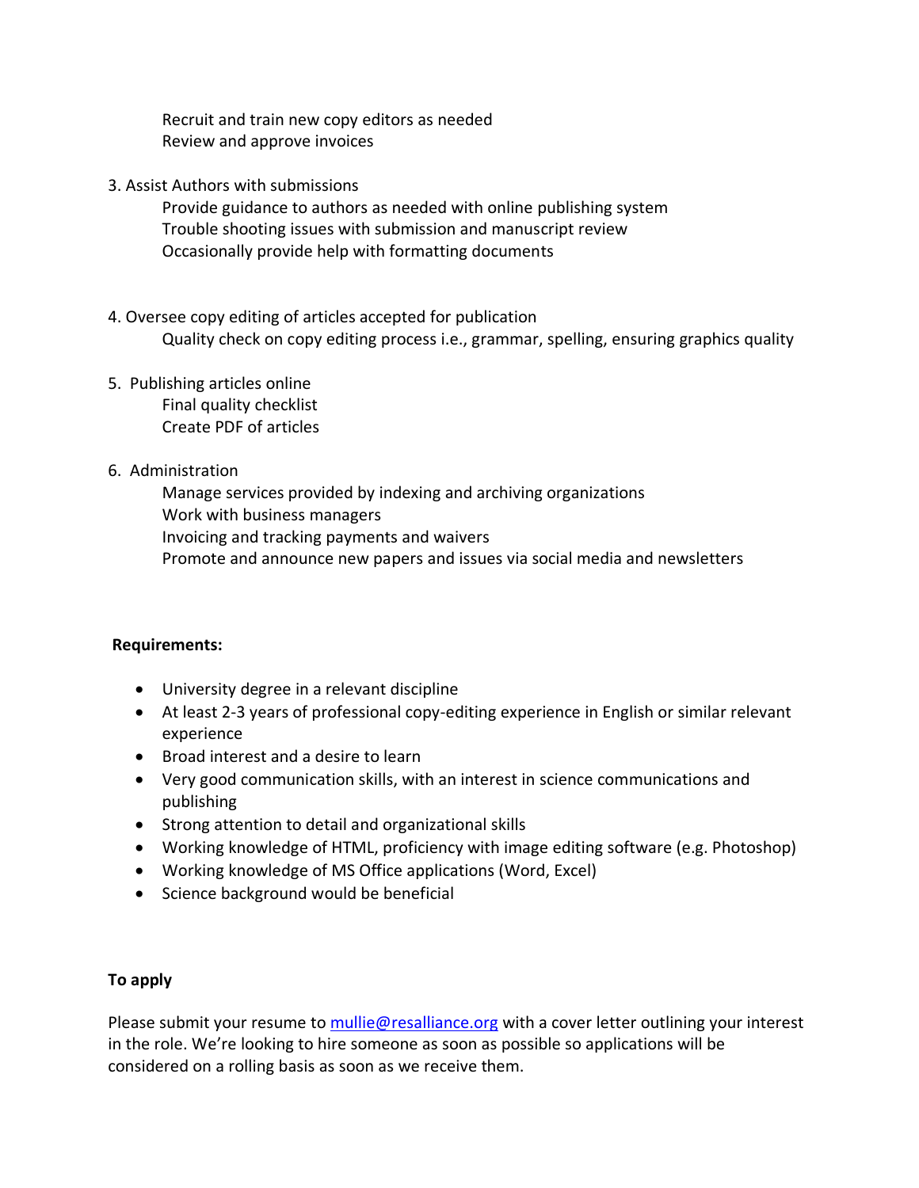Recruit and train new copy editors as needed
Review and approve invoices

3. Assist Authors with submissions
    - Provide guidance to authors as needed with online publishing system
    - Trouble shooting issues with submission and manuscript review
    - Occasionally provide help with formatting documents

4. Oversee copy editing of articles accepted for publication
    - Quality check on copy editing process i.e., grammar, spelling, ensuring graphics quality

5. Publishing articles online
    - Final quality checklist
    - Create PDF of articles

6. Administration
    - Manage services provided by indexing and archiving organizations
    - Work with business managers
    - Invoicing and tracking payments and waivers
    - Promote and announce new papers and issues via social media and newsletters

**Requirements:**

- University degree in a relevant discipline
- At least 2-3 years of professional copy-editing experience in English or similar relevant experience
- Broad interest and a desire to learn
- Very good communication skills, with an interest in science communications and publishing
- Strong attention to detail and organizational skills
- Working knowledge of HTML, proficiency with image editing software (e.g. Photoshop)
- Working knowledge of MS Office applications (Word, Excel)
- Science background would be beneficial

**To apply**

Please submit your resume to mullie@resalliance.org with a cover letter outlining your interest in the role. We're looking to hire someone as soon as possible so applications will be considered on a rolling basis as soon as we receive them.